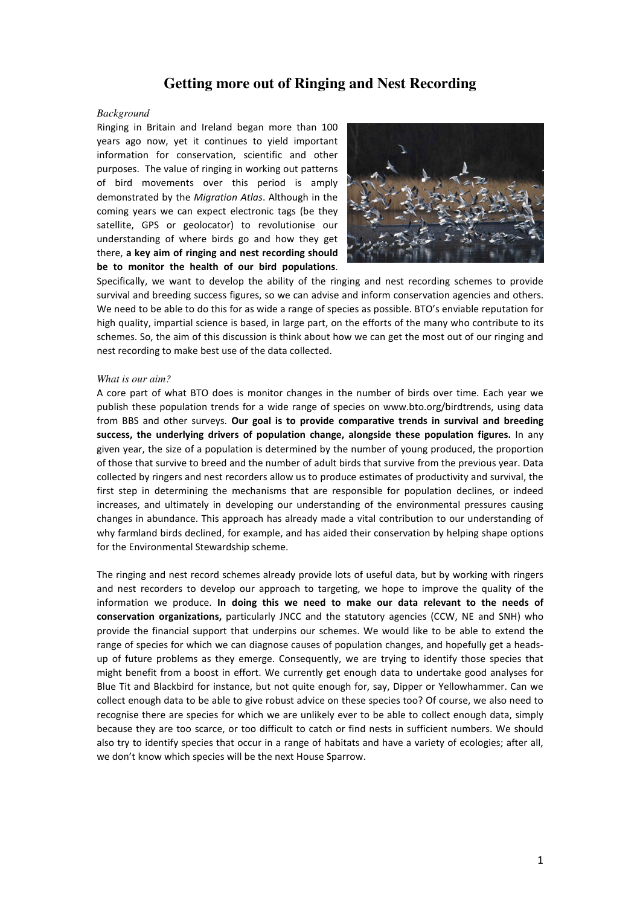# Getting more out of Ringing and Nest Recording

*Background*

Ringing in Britain and Ireland began more than 100 years ago now, yet it continues to yield important information for conservation, scientific and other purposes. The value of ringing in working out patterns of bird movements over this period is amply demonstrated by the *Migration Atlas*. Although in the coming years we can expect electronic tags (be they satellite, GPS or geolocator) to revolutionise our understanding of where birds go and how they get there, **a key aim of ringing and nest recording should be to monitor the health of our bird populations**. Specifically, we want to develop the ability of the ringing and nest recording schemes to provide survival and breeding success figures, so we can advise and inform conservation agencies and others. We need to be able to do this for as wide a range of species as possible. BTO's enviable reputation for high quality, impartial science is based, in large part, on the efforts of the many who contribute to its schemes. So, the aim of this discussion is think about how we can get the most out of our ringing and nest recording to make best use of the data collected.

*What is our aim?*

A core part of what BTO does is monitor changes in the number of birds over time. Each year we publish these population trends for a wide range of species on www.bto.org/birdtrends, using data from BBS and other surveys. **Our goal is to provide comparative trends in survival and breeding success, the underlying drivers of population change, alongside these population figures.** In any given year, the size of a population is determined by the number of young produced, the proportion of those that survive to breed and the number of adult birds that survive from the previous year. Data collected by ringers and nest recorders allow us to produce estimates of productivity and survival, the first step in determining the mechanisms that are responsible for population declines, or indeed increases, and ultimately in developing our understanding of the environmental pressures causing changes in abundance. This approach has already made a vital contribution to our understanding of why farmland birds declined, for example, and has aided their conservation by helping shape options for the Environmental Stewardship scheme.

The ringing and nest record schemes already provide lots of useful data, but by working with ringers and nest recorders to develop our approach to targeting, we hope to improve the quality of the information we produce. **In doing this we need to make our data relevant to the needs of conservation organizations,** particularly JNCC and the statutory agencies (CCW, NE and SNH) who provide the financial support that underpins our schemes. We would like to be able to extend the range of species for which we can diagnose causes of population changes, and hopefully get a heads-up of future problems as they emerge. Consequently, we are trying to identify those species that might benefit from a boost in effort. We currently get enough data to undertake good analyses for Blue Tit and Blackbird for instance, but not quite enough for, say, Dipper or Yellowhammer. Can we collect enough data to be able to give robust advice on these species too? Of course, we also need to recognise there are species for which we are unlikely ever to be able to collect enough data, simply because they are too scarce, or too difficult to catch or find nests in sufficient numbers. We should also try to identify species that occur in a range of habitats and have a variety of ecologies; after all, we don't know which species will be the next House Sparrow.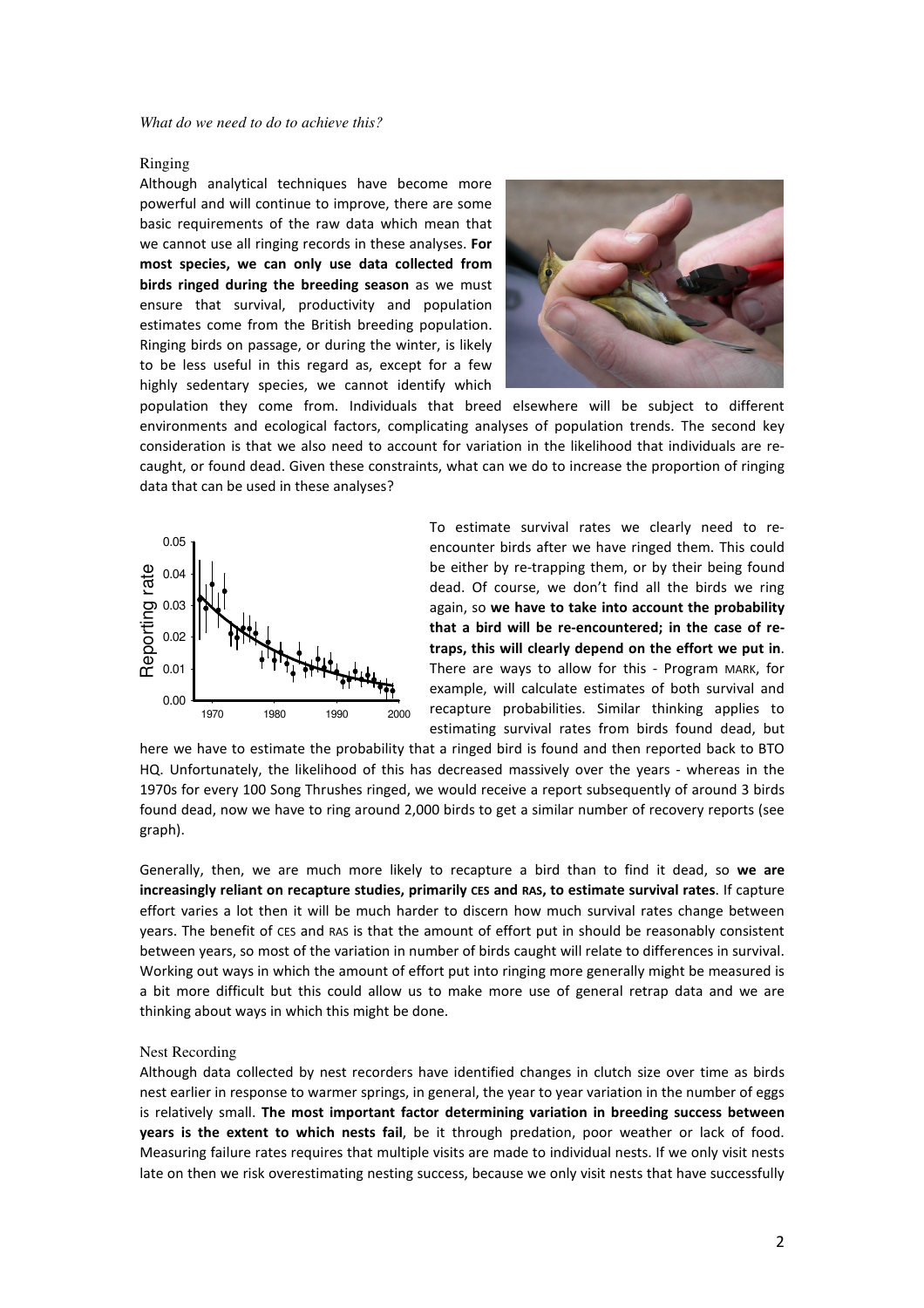*What do we need to do to achieve this?*

### Ringing

Although analytical techniques have become more powerful and will continue to improve, there are some basic requirements of the raw data which mean that we cannot use all ringing records in these analyses. **For most species, we can only use data collected from birds ringed during the breeding season** as we must ensure that survival, productivity and population estimates come from the British breeding population. Ringing birds on passage, or during the winter, is likely to be less useful in this regard as, except for a few highly sedentary species, we cannot identify which population they come from. Individuals that breed elsewhere will be subject to different environments and ecological factors, complicating analyses of population trends. The second key consideration is that we also need to account for variation in the likelihood that individuals are re-caught, or found dead. Given these constraints, what can we do to increase the proportion of ringing data that can be used in these analyses?

To estimate survival rates we clearly need to re-encounter birds after we have ringed them. This could be either by re-trapping them, or by their being found dead. Of course, we don't find all the birds we ring again, so **we have to take into account the probability that a bird will be re-encountered; in the case of re-traps, this will clearly depend on the effort we put in**. There are ways to allow for this - Program MARK, for example, will calculate estimates of both survival and recapture probabilities. Similar thinking applies to estimating survival rates from birds found dead, but here we have to estimate the probability that a ringed bird is found and then reported back to BTO HQ. Unfortunately, the likelihood of this has decreased massively over the years - whereas in the 1970s for every 100 Song Thrushes ringed, we would receive a report subsequently of around 3 birds found dead, now we have to ring around 2,000 birds to get a similar number of recovery reports (see graph).

Generally, then, we are much more likely to recapture a bird than to find it dead, so **we are increasingly reliant on recapture studies, primarily CES and RAS, to estimate survival rates**. If capture effort varies a lot then it will be much harder to discern how much survival rates change between years. The benefit of CES and RAS is that the amount of effort put in should be reasonably consistent between years, so most of the variation in number of birds caught will relate to differences in survival. Working out ways in which the amount of effort put into ringing more generally might be measured is a bit more difficult but this could allow us to make more use of general retrap data and we are thinking about ways in which this might be done.

### Nest Recording

Although data collected by nest recorders have identified changes in clutch size over time as birds nest earlier in response to warmer springs, in general, the year to year variation in the number of eggs is relatively small. **The most important factor determining variation in breeding success between years is the extent to which nests fail**, be it through predation, poor weather or lack of food. Measuring failure rates requires that multiple visits are made to individual nests. If we only visit nests late on then we risk overestimating nesting success, because we only visit nests that have successfully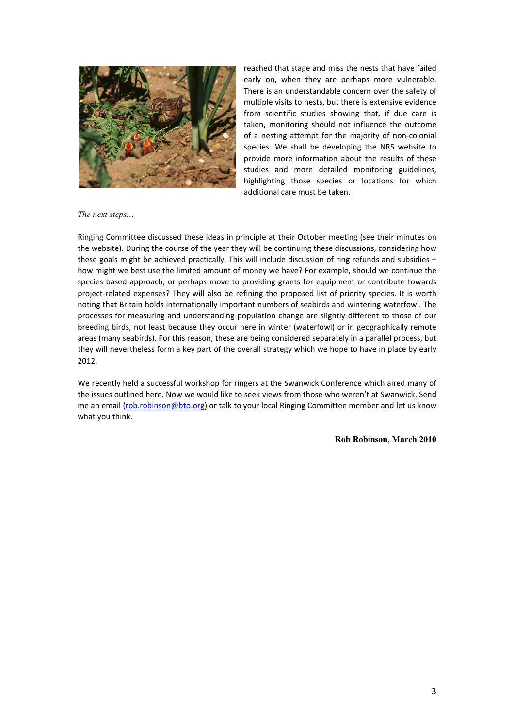reached that stage and miss the nests that have failed early on, when they are perhaps more vulnerable. There is an understandable concern over the safety of multiple visits to nests, but there is extensive evidence from scientific studies showing that, if due care is taken, monitoring should not influence the outcome of a nesting attempt for the majority of non-colonial species. We shall be developing the NRS website to provide more information about the results of these studies and more detailed monitoring guidelines, highlighting those species or locations for which additional care must be taken.

*The next steps…*

Ringing Committee discussed these ideas in principle at their October meeting (see their minutes on the website). During the course of the year they will be continuing these discussions, considering how these goals might be achieved practically. This will include discussion of ring refunds and subsidies – how might we best use the limited amount of money we have? For example, should we continue the species based approach, or perhaps move to providing grants for equipment or contribute towards project-related expenses? They will also be refining the proposed list of priority species. It is worth noting that Britain holds internationally important numbers of seabirds and wintering waterfowl. The processes for measuring and understanding population change are slightly different to those of our breeding birds, not least because they occur here in winter (waterfowl) or in geographically remote areas (many seabirds). For this reason, these are being considered separately in a parallel process, but they will nevertheless form a key part of the overall strategy which we hope to have in place by early 2012.

We recently held a successful workshop for ringers at the Swanwick Conference which aired many of the issues outlined here. Now we would like to seek views from those who weren't at Swanwick. Send me an email (rob.robinson@bto.org) or talk to your local Ringing Committee member and let us know what you think.

**Rob Robinson, March 2010**